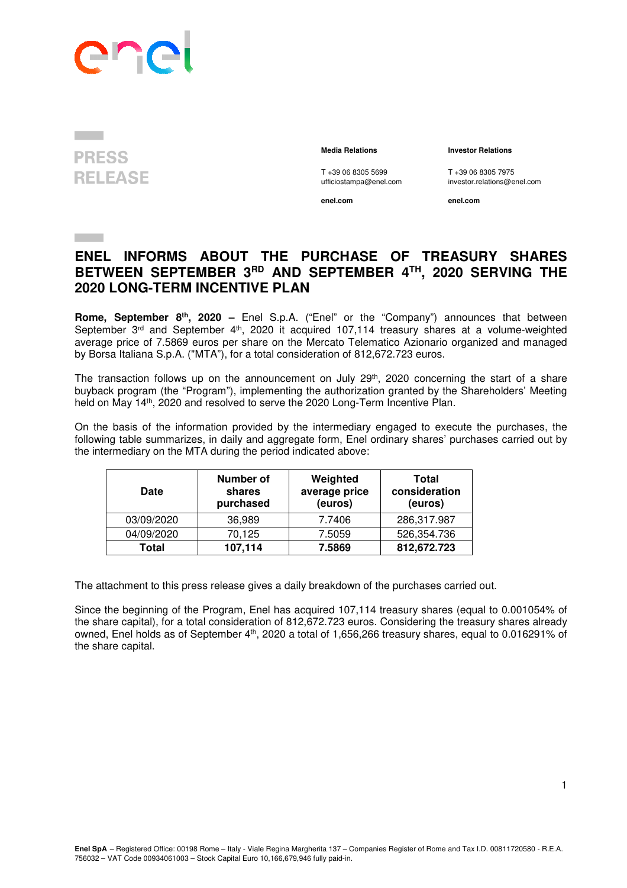**PRESS RELEASE**

**Media Relations**

T +39 06 8305 5699
ufficiostampa@enel.com

**enel.com**

**Investor Relations**

T +39 06 8305 7975
investor.relations@enel.com

**enel.com**

# ENEL INFORMS ABOUT THE PURCHASE OF TREASURY SHARES BETWEEN SEPTEMBER 3RD AND SEPTEMBER 4TH, 2020 SERVING THE 2020 LONG-TERM INCENTIVE PLAN

**Rome, September 8th, 2020 –** Enel S.p.A. ("Enel" or the "Company") announces that between September 3rd and September 4th, 2020 it acquired 107,114 treasury shares at a volume-weighted average price of 7.5869 euros per share on the Mercato Telematico Azionario organized and managed by Borsa Italiana S.p.A. ("MTA"), for a total consideration of 812,672.723 euros.

The transaction follows up on the announcement on July 29th, 2020 concerning the start of a share buyback program (the "Program"), implementing the authorization granted by the Shareholders' Meeting held on May 14th, 2020 and resolved to serve the 2020 Long-Term Incentive Plan.

On the basis of the information provided by the intermediary engaged to execute the purchases, the following table summarizes, in daily and aggregate form, Enel ordinary shares' purchases carried out by the intermediary on the MTA during the period indicated above:

| Date | Number of shares purchased | Weighted average price (euros) | Total consideration (euros) |
|---|---|---|---|
| 03/09/2020 | 36,989 | 7.7406 | 286,317.987 |
| 04/09/2020 | 70,125 | 7.5059 | 526,354.736 |
| **Total** | **107,114** | **7.5869** | **812,672.723** |

The attachment to this press release gives a daily breakdown of the purchases carried out.

Since the beginning of the Program, Enel has acquired 107,114 treasury shares (equal to 0.001054% of the share capital), for a total consideration of 812,672.723 euros. Considering the treasury shares already owned, Enel holds as of September 4th, 2020 a total of 1,656,266 treasury shares, equal to 0.016291% of the share capital.

**Enel SpA** – Registered Office: 00198 Rome – Italy - Viale Regina Margherita 137 – Companies Register of Rome and Tax I.D. 00811720580 - R.E.A. 756032 – VAT Code 00934061003 – Stock Capital Euro 10,166,679,946 fully paid-in.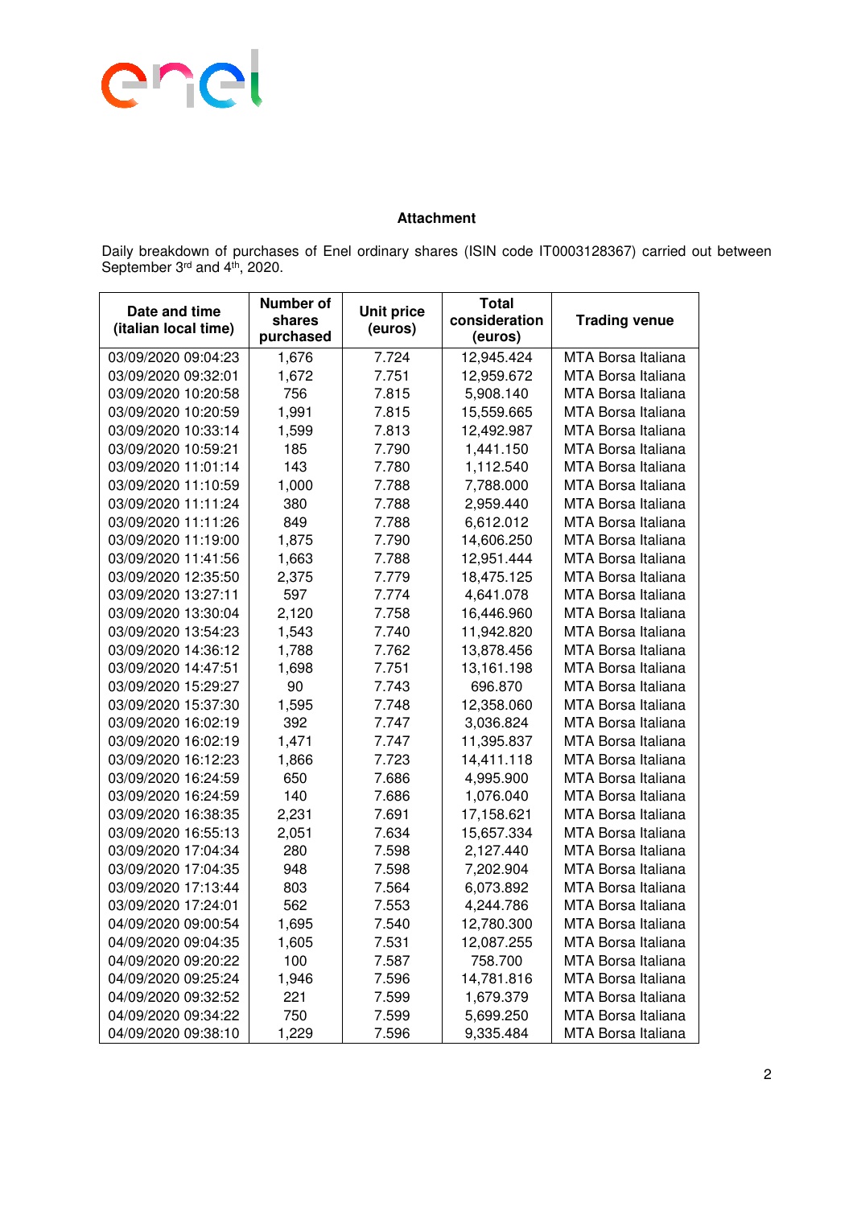**Attachment**

Daily breakdown of purchases of Enel ordinary shares (ISIN code IT0003128367) carried out between September 3rd and 4th, 2020.

| Date and time (italian local time) | Number of shares purchased | Unit price (euros) | Total consideration (euros) | Trading venue |
|---|---|---|---|---|
| 03/09/2020 09:04:23 | 1,676 | 7.724 | 12,945.424 | MTA Borsa Italiana |
| 03/09/2020 09:32:01 | 1,672 | 7.751 | 12,959.672 | MTA Borsa Italiana |
| 03/09/2020 10:20:58 | 756 | 7.815 | 5,908.140 | MTA Borsa Italiana |
| 03/09/2020 10:20:59 | 1,991 | 7.815 | 15,559.665 | MTA Borsa Italiana |
| 03/09/2020 10:33:14 | 1,599 | 7.813 | 12,492.987 | MTA Borsa Italiana |
| 03/09/2020 10:59:21 | 185 | 7.790 | 1,441.150 | MTA Borsa Italiana |
| 03/09/2020 11:01:14 | 143 | 7.780 | 1,112.540 | MTA Borsa Italiana |
| 03/09/2020 11:10:59 | 1,000 | 7.788 | 7,788.000 | MTA Borsa Italiana |
| 03/09/2020 11:11:24 | 380 | 7.788 | 2,959.440 | MTA Borsa Italiana |
| 03/09/2020 11:11:26 | 849 | 7.788 | 6,612.012 | MTA Borsa Italiana |
| 03/09/2020 11:19:00 | 1,875 | 7.790 | 14,606.250 | MTA Borsa Italiana |
| 03/09/2020 11:41:56 | 1,663 | 7.788 | 12,951.444 | MTA Borsa Italiana |
| 03/09/2020 12:35:50 | 2,375 | 7.779 | 18,475.125 | MTA Borsa Italiana |
| 03/09/2020 13:27:11 | 597 | 7.774 | 4,641.078 | MTA Borsa Italiana |
| 03/09/2020 13:30:04 | 2,120 | 7.758 | 16,446.960 | MTA Borsa Italiana |
| 03/09/2020 13:54:23 | 1,543 | 7.740 | 11,942.820 | MTA Borsa Italiana |
| 03/09/2020 14:36:12 | 1,788 | 7.762 | 13,878.456 | MTA Borsa Italiana |
| 03/09/2020 14:47:51 | 1,698 | 7.751 | 13,161.198 | MTA Borsa Italiana |
| 03/09/2020 15:29:27 | 90 | 7.743 | 696.870 | MTA Borsa Italiana |
| 03/09/2020 15:37:30 | 1,595 | 7.748 | 12,358.060 | MTA Borsa Italiana |
| 03/09/2020 16:02:19 | 392 | 7.747 | 3,036.824 | MTA Borsa Italiana |
| 03/09/2020 16:02:19 | 1,471 | 7.747 | 11,395.837 | MTA Borsa Italiana |
| 03/09/2020 16:12:23 | 1,866 | 7.723 | 14,411.118 | MTA Borsa Italiana |
| 03/09/2020 16:24:59 | 650 | 7.686 | 4,995.900 | MTA Borsa Italiana |
| 03/09/2020 16:24:59 | 140 | 7.686 | 1,076.040 | MTA Borsa Italiana |
| 03/09/2020 16:38:35 | 2,231 | 7.691 | 17,158.621 | MTA Borsa Italiana |
| 03/09/2020 16:55:13 | 2,051 | 7.634 | 15,657.334 | MTA Borsa Italiana |
| 03/09/2020 17:04:34 | 280 | 7.598 | 2,127.440 | MTA Borsa Italiana |
| 03/09/2020 17:04:35 | 948 | 7.598 | 7,202.904 | MTA Borsa Italiana |
| 03/09/2020 17:13:44 | 803 | 7.564 | 6,073.892 | MTA Borsa Italiana |
| 03/09/2020 17:24:01 | 562 | 7.553 | 4,244.786 | MTA Borsa Italiana |
| 04/09/2020 09:00:54 | 1,695 | 7.540 | 12,780.300 | MTA Borsa Italiana |
| 04/09/2020 09:04:35 | 1,605 | 7.531 | 12,087.255 | MTA Borsa Italiana |
| 04/09/2020 09:20:22 | 100 | 7.587 | 758.700 | MTA Borsa Italiana |
| 04/09/2020 09:25:24 | 1,946 | 7.596 | 14,781.816 | MTA Borsa Italiana |
| 04/09/2020 09:32:52 | 221 | 7.599 | 1,679.379 | MTA Borsa Italiana |
| 04/09/2020 09:34:22 | 750 | 7.599 | 5,699.250 | MTA Borsa Italiana |
| 04/09/2020 09:38:10 | 1,229 | 7.596 | 9,335.484 | MTA Borsa Italiana |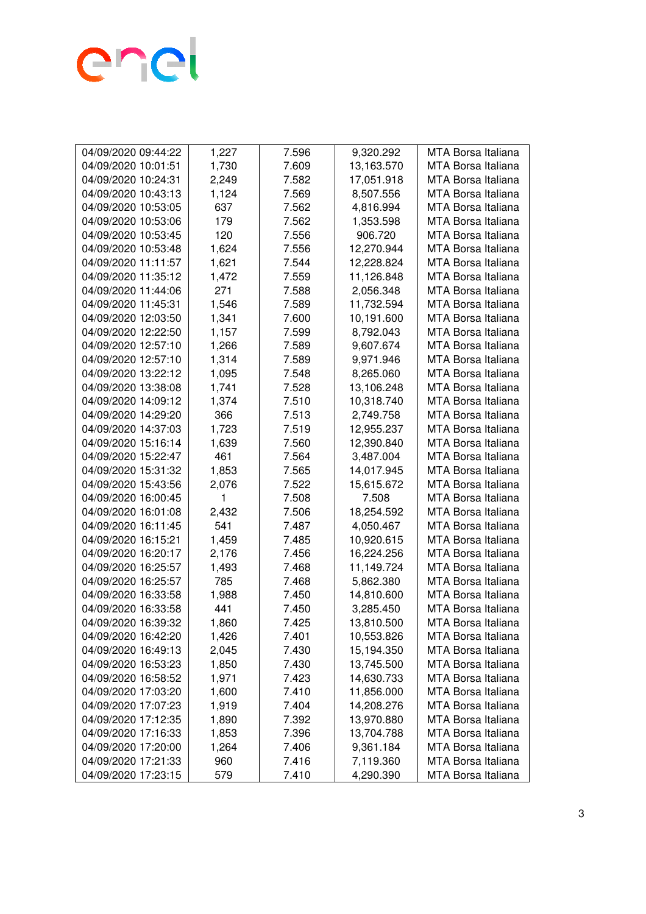| 04/09/2020 09:44:22 | 1,227 | 7.596 | 9,320.292 | MTA Borsa Italiana |
|---|---|---|---|---|
| 04/09/2020 10:01:51 | 1,730 | 7.609 | 13,163.570 | MTA Borsa Italiana |
| 04/09/2020 10:24:31 | 2,249 | 7.582 | 17,051.918 | MTA Borsa Italiana |
| 04/09/2020 10:43:13 | 1,124 | 7.569 | 8,507.556 | MTA Borsa Italiana |
| 04/09/2020 10:53:05 | 637 | 7.562 | 4,816.994 | MTA Borsa Italiana |
| 04/09/2020 10:53:06 | 179 | 7.562 | 1,353.598 | MTA Borsa Italiana |
| 04/09/2020 10:53:45 | 120 | 7.556 | 906.720 | MTA Borsa Italiana |
| 04/09/2020 10:53:48 | 1,624 | 7.556 | 12,270.944 | MTA Borsa Italiana |
| 04/09/2020 11:11:57 | 1,621 | 7.544 | 12,228.824 | MTA Borsa Italiana |
| 04/09/2020 11:35:12 | 1,472 | 7.559 | 11,126.848 | MTA Borsa Italiana |
| 04/09/2020 11:44:06 | 271 | 7.588 | 2,056.348 | MTA Borsa Italiana |
| 04/09/2020 11:45:31 | 1,546 | 7.589 | 11,732.594 | MTA Borsa Italiana |
| 04/09/2020 12:03:50 | 1,341 | 7.600 | 10,191.600 | MTA Borsa Italiana |
| 04/09/2020 12:22:50 | 1,157 | 7.599 | 8,792.043 | MTA Borsa Italiana |
| 04/09/2020 12:57:10 | 1,266 | 7.589 | 9,607.674 | MTA Borsa Italiana |
| 04/09/2020 12:57:10 | 1,314 | 7.589 | 9,971.946 | MTA Borsa Italiana |
| 04/09/2020 13:22:12 | 1,095 | 7.548 | 8,265.060 | MTA Borsa Italiana |
| 04/09/2020 13:38:08 | 1,741 | 7.528 | 13,106.248 | MTA Borsa Italiana |
| 04/09/2020 14:09:12 | 1,374 | 7.510 | 10,318.740 | MTA Borsa Italiana |
| 04/09/2020 14:29:20 | 366 | 7.513 | 2,749.758 | MTA Borsa Italiana |
| 04/09/2020 14:37:03 | 1,723 | 7.519 | 12,955.237 | MTA Borsa Italiana |
| 04/09/2020 15:16:14 | 1,639 | 7.560 | 12,390.840 | MTA Borsa Italiana |
| 04/09/2020 15:22:47 | 461 | 7.564 | 3,487.004 | MTA Borsa Italiana |
| 04/09/2020 15:31:32 | 1,853 | 7.565 | 14,017.945 | MTA Borsa Italiana |
| 04/09/2020 15:43:56 | 2,076 | 7.522 | 15,615.672 | MTA Borsa Italiana |
| 04/09/2020 16:00:45 | 1 | 7.508 | 7.508 | MTA Borsa Italiana |
| 04/09/2020 16:01:08 | 2,432 | 7.506 | 18,254.592 | MTA Borsa Italiana |
| 04/09/2020 16:11:45 | 541 | 7.487 | 4,050.467 | MTA Borsa Italiana |
| 04/09/2020 16:15:21 | 1,459 | 7.485 | 10,920.615 | MTA Borsa Italiana |
| 04/09/2020 16:20:17 | 2,176 | 7.456 | 16,224.256 | MTA Borsa Italiana |
| 04/09/2020 16:25:57 | 1,493 | 7.468 | 11,149.724 | MTA Borsa Italiana |
| 04/09/2020 16:25:57 | 785 | 7.468 | 5,862.380 | MTA Borsa Italiana |
| 04/09/2020 16:33:58 | 1,988 | 7.450 | 14,810.600 | MTA Borsa Italiana |
| 04/09/2020 16:33:58 | 441 | 7.450 | 3,285.450 | MTA Borsa Italiana |
| 04/09/2020 16:39:32 | 1,860 | 7.425 | 13,810.500 | MTA Borsa Italiana |
| 04/09/2020 16:42:20 | 1,426 | 7.401 | 10,553.826 | MTA Borsa Italiana |
| 04/09/2020 16:49:13 | 2,045 | 7.430 | 15,194.350 | MTA Borsa Italiana |
| 04/09/2020 16:53:23 | 1,850 | 7.430 | 13,745.500 | MTA Borsa Italiana |
| 04/09/2020 16:58:52 | 1,971 | 7.423 | 14,630.733 | MTA Borsa Italiana |
| 04/09/2020 17:03:20 | 1,600 | 7.410 | 11,856.000 | MTA Borsa Italiana |
| 04/09/2020 17:07:23 | 1,919 | 7.404 | 14,208.276 | MTA Borsa Italiana |
| 04/09/2020 17:12:35 | 1,890 | 7.392 | 13,970.880 | MTA Borsa Italiana |
| 04/09/2020 17:16:33 | 1,853 | 7.396 | 13,704.788 | MTA Borsa Italiana |
| 04/09/2020 17:20:00 | 1,264 | 7.406 | 9,361.184 | MTA Borsa Italiana |
| 04/09/2020 17:21:33 | 960 | 7.416 | 7,119.360 | MTA Borsa Italiana |
| 04/09/2020 17:23:15 | 579 | 7.410 | 4,290.390 | MTA Borsa Italiana |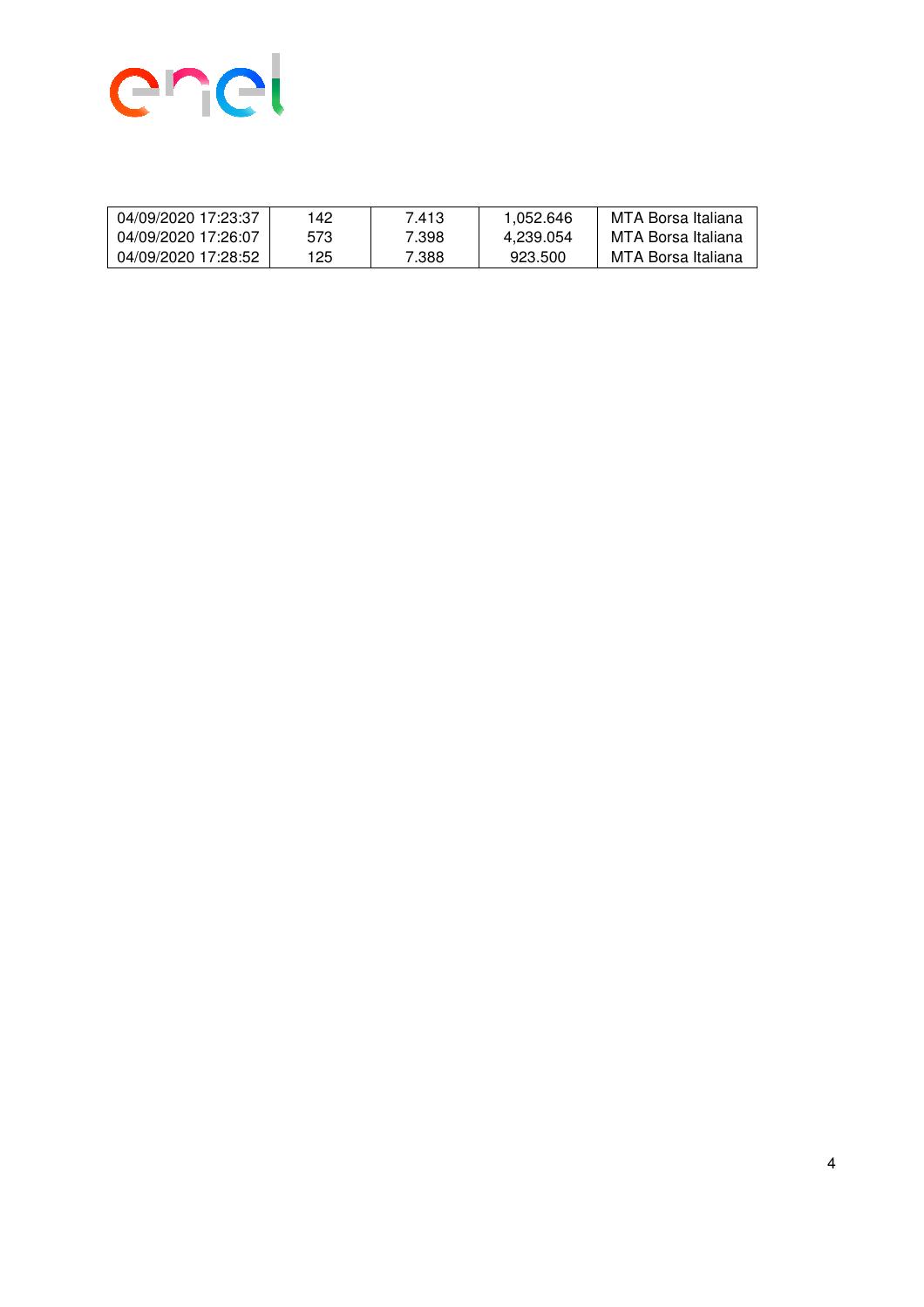| | | | | |
|---|---|---|---|---|
| 04/09/2020 17:23:37 | 142 | 7.413 | 1,052.646 | MTA Borsa Italiana |
| 04/09/2020 17:26:07 | 573 | 7.398 | 4,239.054 | MTA Borsa Italiana |
| 04/09/2020 17:28:52 | 125 | 7.388 | 923.500 | MTA Borsa Italiana |